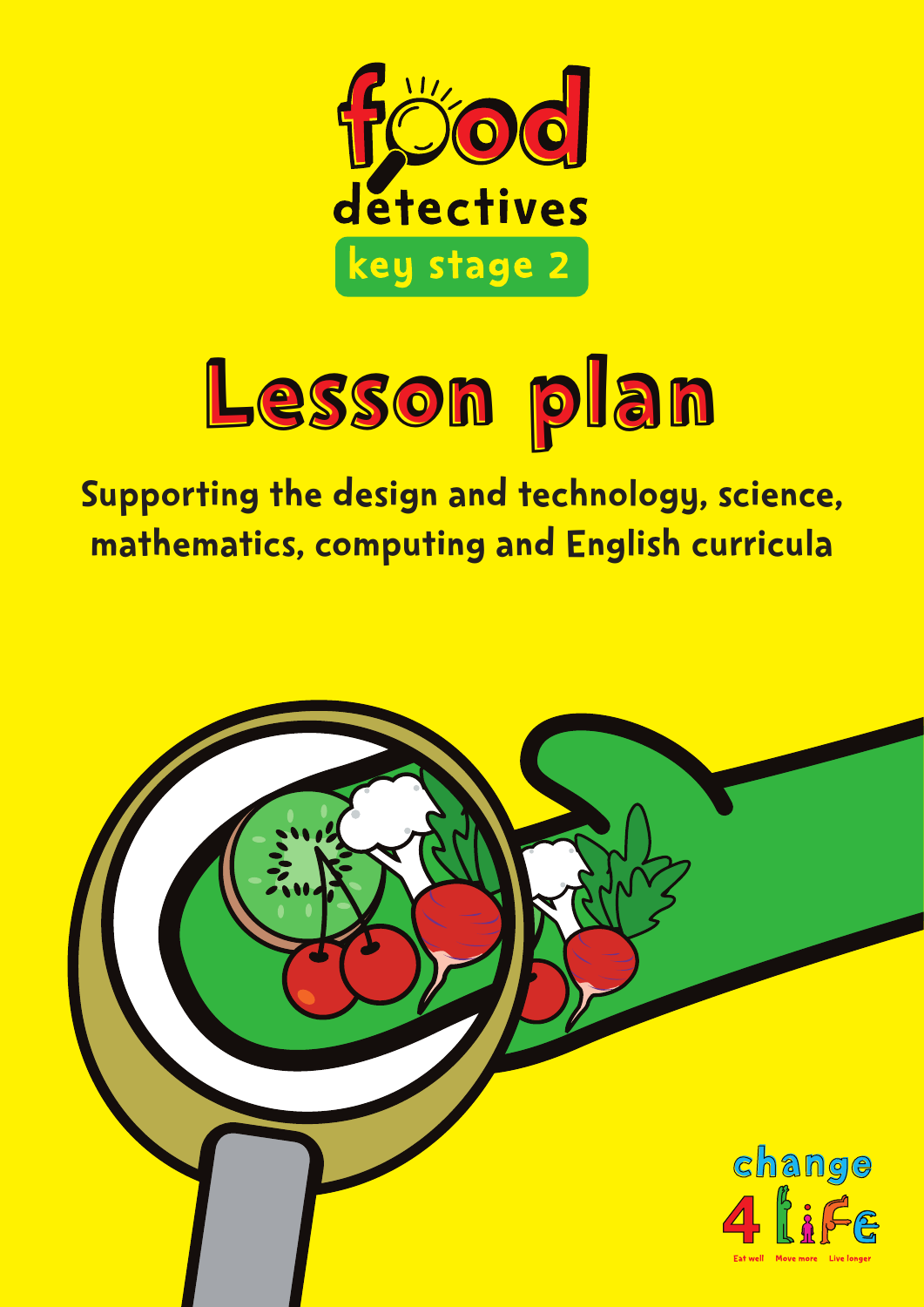# food detectives

**key stage 2**

# Lesson plan

## Supporting the design and technology, science, mathematics, computing and English curricula

change 4 life

Eat well Move more Live longer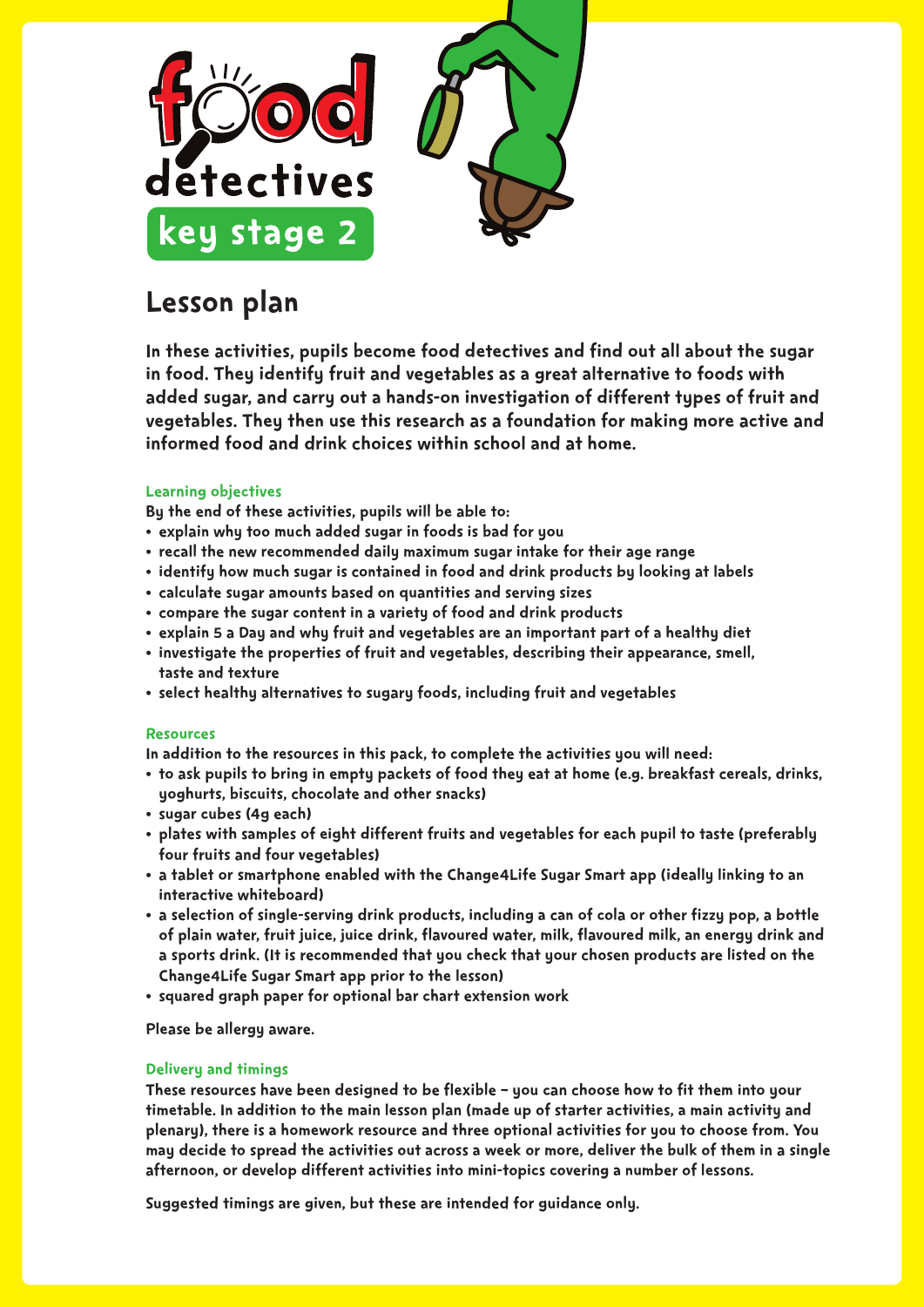food detectives

key stage 2

# Lesson plan

**In these activities, pupils become food detectives and find out all about the sugar in food. They identify fruit and vegetables as a great alternative to foods with added sugar, and carry out a hands-on investigation of different types of fruit and vegetables. They then use this research as a foundation for making more active and informed food and drink choices within school and at home.**

### Learning objectives

By the end of these activities, pupils will be able to:

- explain why too much added sugar in foods is bad for you
- recall the new recommended daily maximum sugar intake for their age range
- identify how much sugar is contained in food and drink products by looking at labels
- calculate sugar amounts based on quantities and serving sizes
- compare the sugar content in a variety of food and drink products
- explain 5 a Day and why fruit and vegetables are an important part of a healthy diet
- investigate the properties of fruit and vegetables, describing their appearance, smell, taste and texture
- select healthy alternatives to sugary foods, including fruit and vegetables

### Resources

In addition to the resources in this pack, to complete the activities you will need:

- to ask pupils to bring in empty packets of food they eat at home (e.g. breakfast cereals, drinks, yoghurts, biscuits, chocolate and other snacks)
- sugar cubes (4g each)
- plates with samples of eight different fruits and vegetables for each pupil to taste (preferably four fruits and four vegetables)
- a tablet or smartphone enabled with the Change4Life Sugar Smart app (ideally linking to an interactive whiteboard)
- a selection of single-serving drink products, including a can of cola or other fizzy pop, a bottle of plain water, fruit juice, juice drink, flavoured water, milk, flavoured milk, an energy drink and a sports drink. (It is recommended that you check that your chosen products are listed on the Change4Life Sugar Smart app prior to the lesson)
- squared graph paper for optional bar chart extension work

Please be allergy aware.

### Delivery and timings

These resources have been designed to be flexible – you can choose how to fit them into your timetable. In addition to the main lesson plan (made up of starter activities, a main activity and plenary), there is a homework resource and three optional activities for you to choose from. You may decide to spread the activities out across a week or more, deliver the bulk of them in a single afternoon, or develop different activities into mini-topics covering a number of lessons.

Suggested timings are given, but these are intended for guidance only.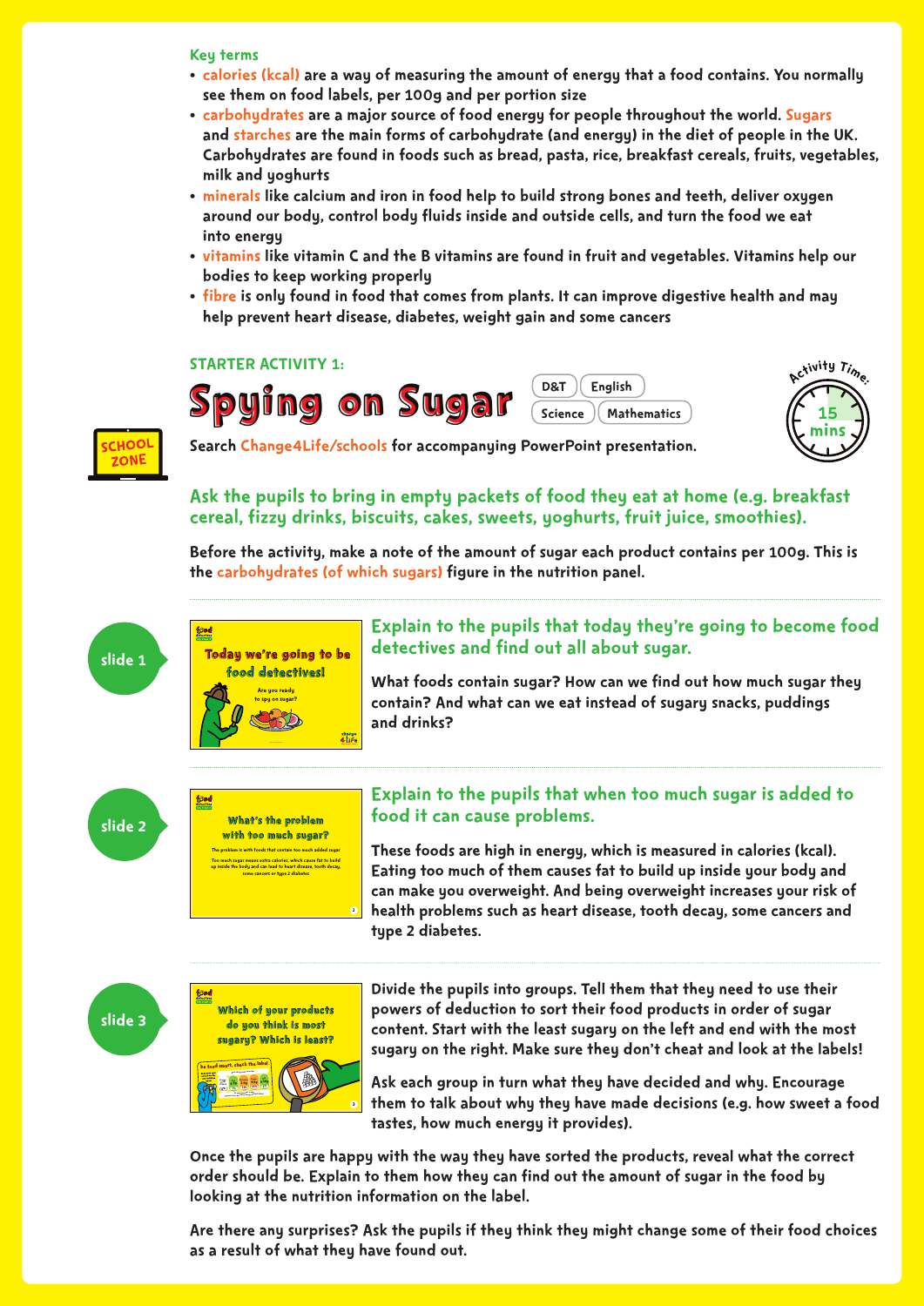**Key terms**

- **calories (kcal)** are a way of measuring the amount of energy that a food contains. You normally see them on food labels, per 100g and per portion size
- **carbohydrates** are a major source of food energy for people throughout the world. **Sugars** and **starches** are the main forms of carbohydrate (and energy) in the diet of people in the UK. Carbohydrates are found in foods such as bread, pasta, rice, breakfast cereals, fruits, vegetables, milk and yoghurts
- **minerals** like calcium and iron in food help to build strong bones and teeth, deliver oxygen around our body, control body fluids inside and outside cells, and turn the food we eat into energy
- **vitamins** like vitamin C and the B vitamins are found in fruit and vegetables. Vitamins help our bodies to keep working properly
- **fibre** is only found in food that comes from plants. It can improve digestive health and may help prevent heart disease, diabetes, weight gain and some cancers

## STARTER ACTIVITY 1:

# Spying on Sugar

D&T | English | Science | Mathematics

Activity Time: 15 mins

SCHOOL ZONE

Search Change4Life/schools for accompanying PowerPoint presentation.

**Ask the pupils to bring in empty packets of food they eat at home (e.g. breakfast cereal, fizzy drinks, biscuits, cakes, sweets, yoghurts, fruit juice, smoothies).**

Before the activity, make a note of the amount of sugar each product contains per 100g. This is the **carbohydrates (of which sugars)** figure in the nutrition panel.

---

**slide 1**

Today we're going to be food detectives! Are you ready to spy on sugar?

**Explain to the pupils that today they're going to become food detectives and find out all about sugar.**

What foods contain sugar? How can we find out how much sugar they contain? And what can we eat instead of sugary snacks, puddings and drinks?

---

**slide 2**

What's the problem with too much sugar?

**Explain to the pupils that when too much sugar is added to food it can cause problems.**

These foods are high in energy, which is measured in calories (kcal). Eating too much of them causes fat to build up inside your body and can make you overweight. And being overweight increases your risk of health problems such as heart disease, tooth decay, some cancers and type 2 diabetes.

---

**slide 3**

Which of your products do you think is most sugary? Which is least?

Divide the pupils into groups. Tell them that they need to use their powers of deduction to sort their food products in order of sugar content. Start with the least sugary on the left and end with the most sugary on the right. Make sure they don't cheat and look at the labels!

Ask each group in turn what they have decided and why. Encourage them to talk about why they have made decisions (e.g. how sweet a food tastes, how much energy it provides).

Once the pupils are happy with the way they have sorted the products, reveal what the correct order should be. Explain to them how they can find out the amount of sugar in the food by looking at the nutrition information on the label.

Are there any surprises? Ask the pupils if they think they might change some of their food choices as a result of what they have found out.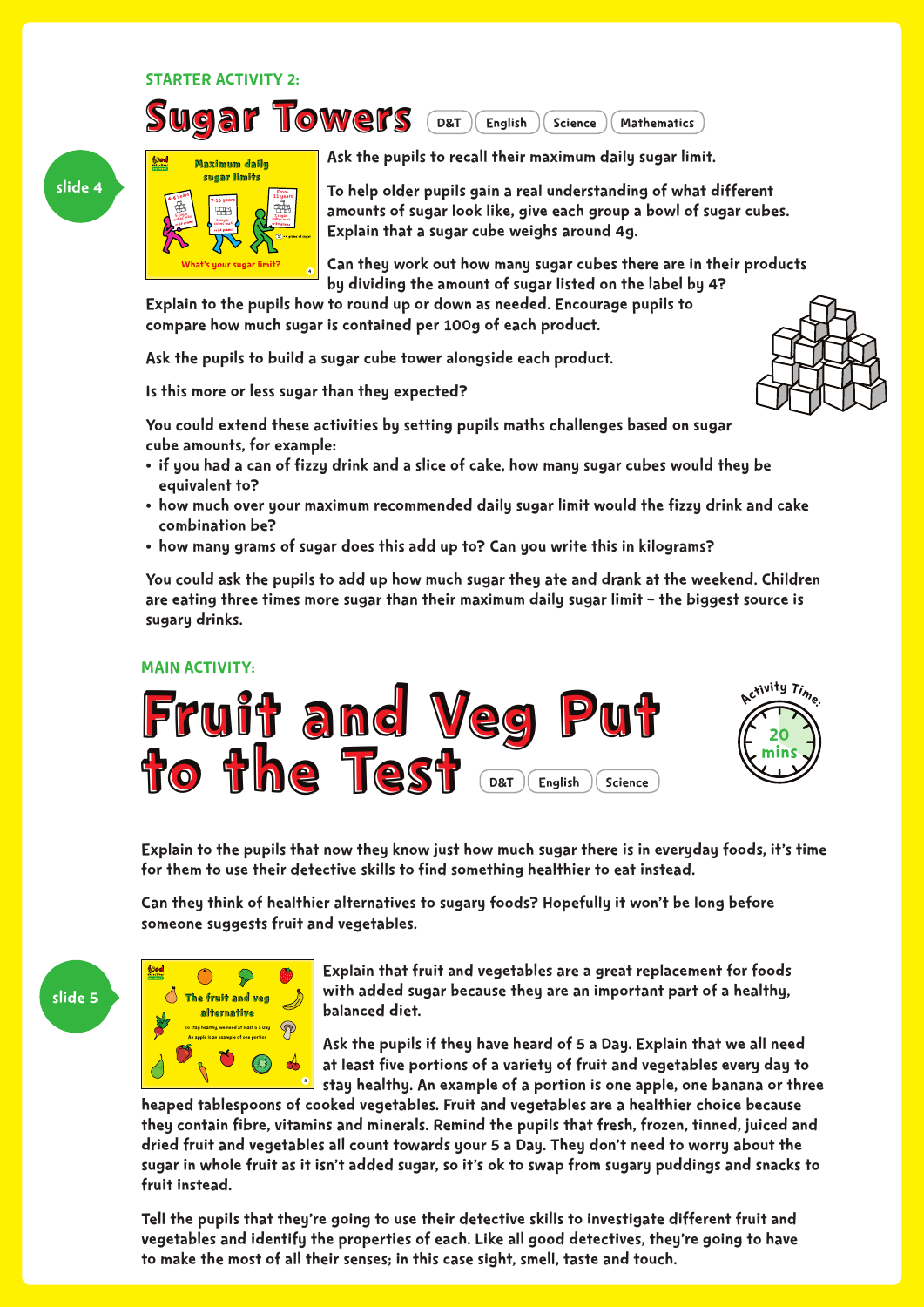STARTER ACTIVITY 2:

## Sugar Towers

D&T | English | Science | Mathematics

slide 4

Ask the pupils to recall their maximum daily sugar limit.

To help older pupils gain a real understanding of what different amounts of sugar look like, give each group a bowl of sugar cubes. Explain that a sugar cube weighs around 4g.

Can they work out how many sugar cubes there are in their products by dividing the amount of sugar listed on the label by 4? Explain to the pupils how to round up or down as needed. Encourage pupils to compare how much sugar is contained per 100g of each product.

Ask the pupils to build a sugar cube tower alongside each product.

Is this more or less sugar than they expected?

You could extend these activities by setting pupils maths challenges based on sugar cube amounts, for example:

- if you had a can of fizzy drink and a slice of cake, how many sugar cubes would they be equivalent to?
- how much over your maximum recommended daily sugar limit would the fizzy drink and cake combination be?
- how many grams of sugar does this add up to? Can you write this in kilograms?

You could ask the pupils to add up how much sugar they ate and drank at the weekend. Children are eating three times more sugar than their maximum daily sugar limit – the biggest source is sugary drinks.

MAIN ACTIVITY:

## Fruit and Veg Put to the Test

D&T | English | Science

Activity Time: 20 mins

Explain to the pupils that now they know just how much sugar there is in everyday foods, it's time for them to use their detective skills to find something healthier to eat instead.

Can they think of healthier alternatives to sugary foods? Hopefully it won't be long before someone suggests fruit and vegetables.

slide 5

Explain that fruit and vegetables are a great replacement for foods with added sugar because they are an important part of a healthy, balanced diet.

Ask the pupils if they have heard of 5 a Day. Explain that we all need at least five portions of a variety of fruit and vegetables every day to stay healthy. An example of a portion is one apple, one banana or three heaped tablespoons of cooked vegetables. Fruit and vegetables are a healthier choice because they contain fibre, vitamins and minerals. Remind the pupils that fresh, frozen, tinned, juiced and dried fruit and vegetables all count towards your 5 a Day. They don't need to worry about the sugar in whole fruit as it isn't added sugar, so it's ok to swap from sugary puddings and snacks to fruit instead.

Tell the pupils that they're going to use their detective skills to investigate different fruit and vegetables and identify the properties of each. Like all good detectives, they're going to have to make the most of all their senses; in this case sight, smell, taste and touch.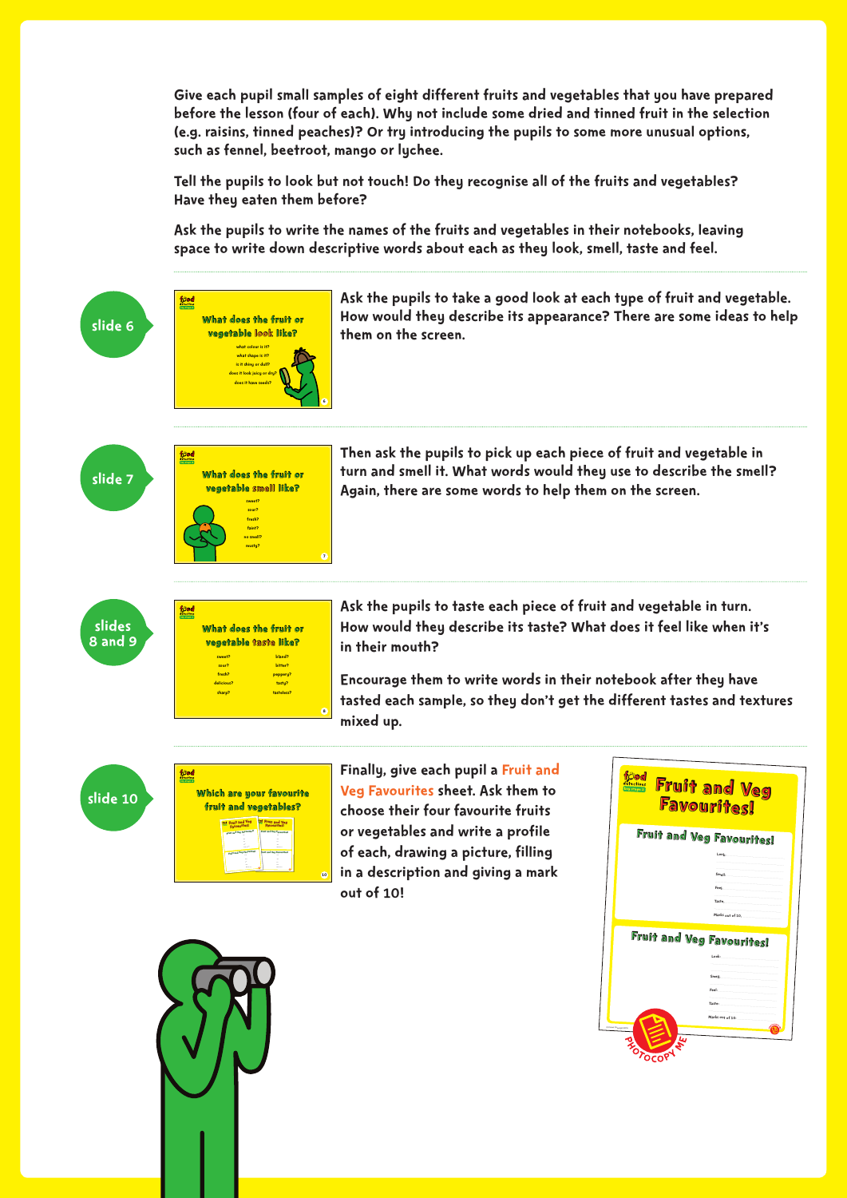Give each pupil small samples of eight different fruits and vegetables that you have prepared before the lesson (four of each). Why not include some dried and tinned fruit in the selection (e.g. raisins, tinned peaches)? Or try introducing the pupils to some more unusual options, such as fennel, beetroot, mango or lychee.

Tell the pupils to look but not touch! Do they recognise all of the fruits and vegetables? Have they eaten them before?

Ask the pupils to write the names of the fruits and vegetables in their notebooks, leaving space to write down descriptive words about each as they look, smell, taste and feel.

---

**slide 6**

Ask the pupils to take a good look at each type of fruit and vegetable. How would they describe its appearance? There are some ideas to help them on the screen.

---

**slide 7**

Then ask the pupils to pick up each piece of fruit and vegetable in turn and smell it. What words would they use to describe the smell? Again, there are some words to help them on the screen.

---

**slides 8 and 9**

Ask the pupils to taste each piece of fruit and vegetable in turn. How would they describe its taste? What does it feel like when it's in their mouth?

Encourage them to write words in their notebook after they have tasted each sample, so they don't get the different tastes and textures mixed up.

---

**slide 10**

Finally, give each pupil a Fruit and Veg Favourites sheet. Ask them to choose their four favourite fruits or vegetables and write a profile of each, drawing a picture, filling in a description and giving a mark out of 10!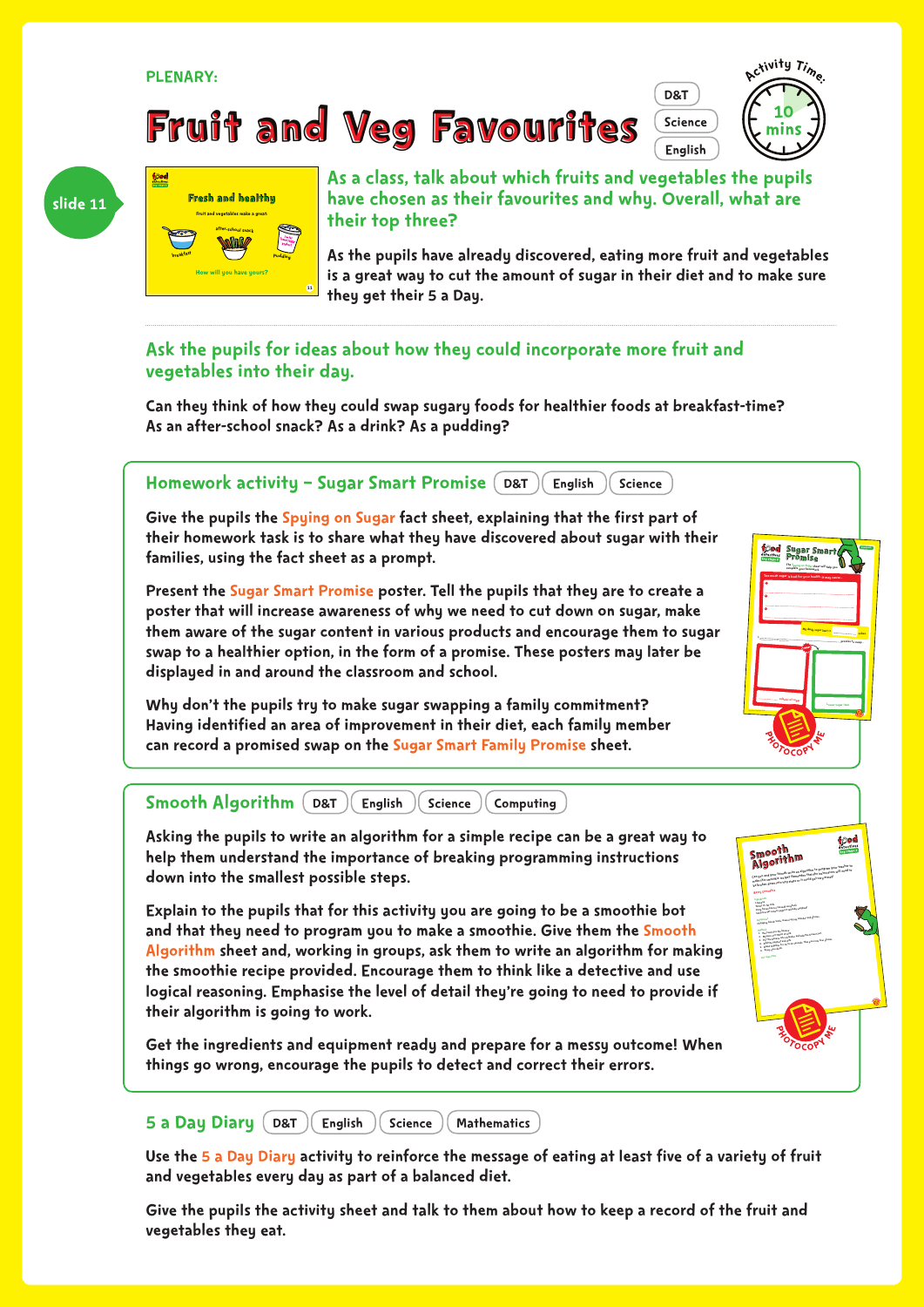PLENARY:

# Fruit and Veg Favourites

D&T | Science | English

Activity Time: 10 mins

slide 11

**As a class, talk about which fruits and vegetables the pupils have chosen as their favourites and why. Overall, what are their top three?**

As the pupils have already discovered, eating more fruit and vegetables is a great way to cut the amount of sugar in their diet and to make sure they get their 5 a Day.

**Ask the pupils for ideas about how they could incorporate more fruit and vegetables into their day.**

Can they think of how they could swap sugary foods for healthier foods at breakfast-time? As an after-school snack? As a drink? As a pudding?

## Homework activity – Sugar Smart Promise

D&T | English | Science

Give the pupils the Spying on Sugar fact sheet, explaining that the first part of their homework task is to share what they have discovered about sugar with their families, using the fact sheet as a prompt.

Present the Sugar Smart Promise poster. Tell the pupils that they are to create a poster that will increase awareness of why we need to cut down on sugar, make them aware of the sugar content in various products and encourage them to sugar swap to a healthier option, in the form of a promise. These posters may later be displayed in and around the classroom and school.

Why don't the pupils try to make sugar swapping a family commitment? Having identified an area of improvement in their diet, each family member can record a promised swap on the Sugar Smart Family Promise sheet.

PHOTOCOPY ME

## Smooth Algorithm

D&T | English | Science | Computing

Asking the pupils to write an algorithm for a simple recipe can be a great way to help them understand the importance of breaking programming instructions down into the smallest possible steps.

Explain to the pupils that for this activity you are going to be a smoothie bot and that they need to program you to make a smoothie. Give them the Smooth Algorithm sheet and, working in groups, ask them to write an algorithm for making the smoothie recipe provided. Encourage them to think like a detective and use logical reasoning. Emphasise the level of detail they're going to need to provide if their algorithm is going to work.

Get the ingredients and equipment ready and prepare for a messy outcome! When things go wrong, encourage the pupils to detect and correct their errors.

PHOTOCOPY ME

## 5 a Day Diary

D&T | English | Science | Mathematics

Use the 5 a Day Diary activity to reinforce the message of eating at least five of a variety of fruit and vegetables every day as part of a balanced diet.

Give the pupils the activity sheet and talk to them about how to keep a record of the fruit and vegetables they eat.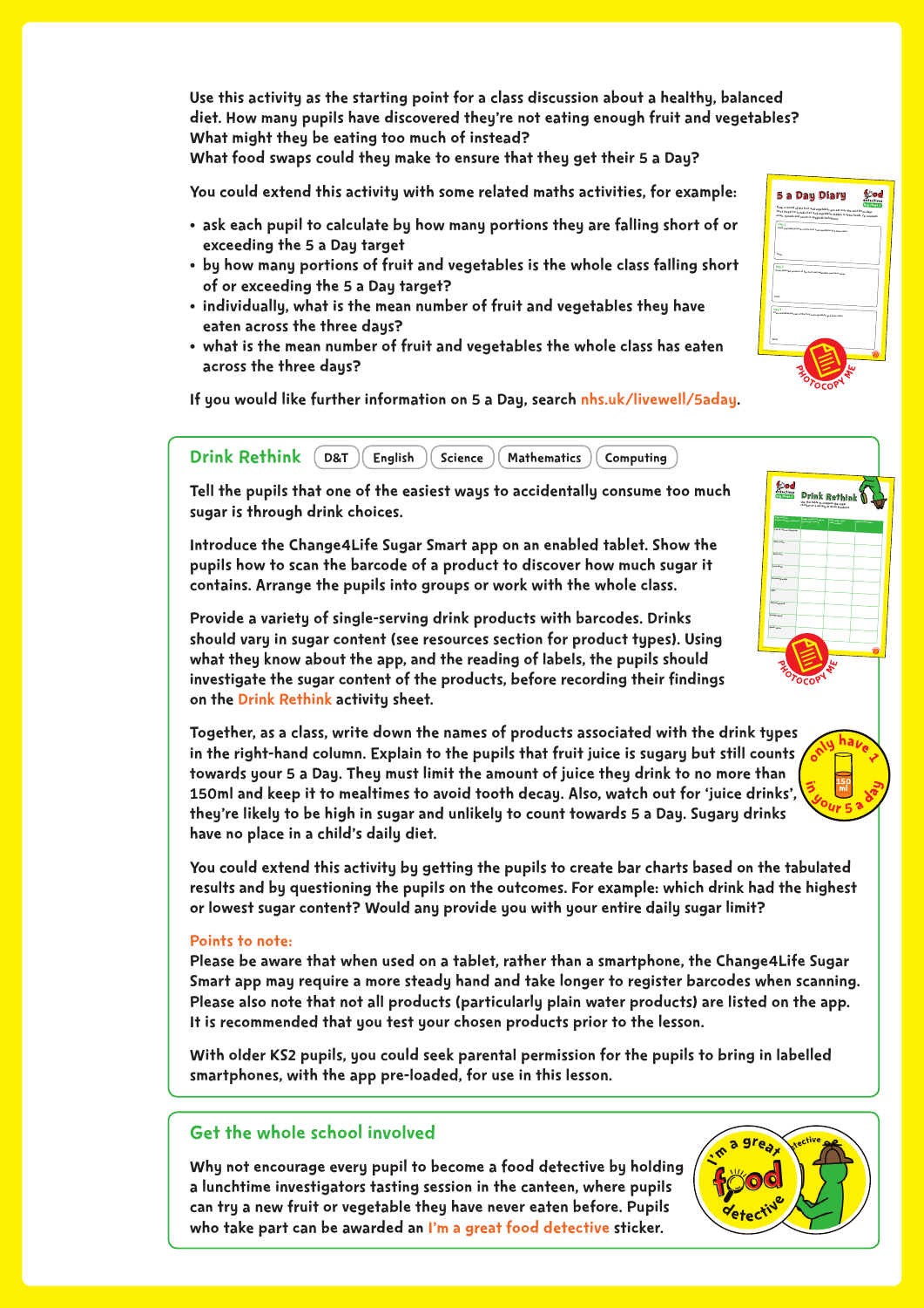Use this activity as the starting point for a class discussion about a healthy, balanced diet. How many pupils have discovered they're not eating enough fruit and vegetables? What might they be eating too much of instead?
What food swaps could they make to ensure that they get their 5 a Day?

You could extend this activity with some related maths activities, for example:

- ask each pupil to calculate by how many portions they are falling short of or exceeding the 5 a Day target
- by how many portions of fruit and vegetables is the whole class falling short of or exceeding the 5 a Day target?
- individually, what is the mean number of fruit and vegetables they have eaten across the three days?
- what is the mean number of fruit and vegetables the whole class has eaten across the three days?

If you would like further information on 5 a Day, search nhs.uk/livewell/5aday.

## Drink Rethink

D&T | English | Science | Mathematics | Computing

Tell the pupils that one of the easiest ways to accidentally consume too much sugar is through drink choices.

Introduce the Change4Life Sugar Smart app on an enabled tablet. Show the pupils how to scan the barcode of a product to discover how much sugar it contains. Arrange the pupils into groups or work with the whole class.

Provide a variety of single-serving drink products with barcodes. Drinks should vary in sugar content (see resources section for product types). Using what they know about the app, and the reading of labels, the pupils should investigate the sugar content of the products, before recording their findings on the Drink Rethink activity sheet.

Together, as a class, write down the names of products associated with the drink types in the right-hand column. Explain to the pupils that fruit juice is sugary but still counts towards your 5 a Day. They must limit the amount of juice they drink to no more than 150ml and keep it to mealtimes to avoid tooth decay. Also, watch out for 'juice drinks', they're likely to be high in sugar and unlikely to count towards 5 a Day. Sugary drinks have no place in a child's daily diet.

You could extend this activity by getting the pupils to create bar charts based on the tabulated results and by questioning the pupils on the outcomes. For example: which drink had the highest or lowest sugar content? Would any provide you with your entire daily sugar limit?

**Points to note:**
Please be aware that when used on a tablet, rather than a smartphone, the Change4Life Sugar Smart app may require a more steady hand and take longer to register barcodes when scanning. Please also note that not all products (particularly plain water products) are listed on the app. It is recommended that you test your chosen products prior to the lesson.

With older KS2 pupils, you could seek parental permission for the pupils to bring in labelled smartphones, with the app pre-loaded, for use in this lesson.

## Get the whole school involved

Why not encourage every pupil to become a food detective by holding a lunchtime investigators tasting session in the canteen, where pupils can try a new fruit or vegetable they have never eaten before. Pupils who take part can be awarded an I'm a great food detective sticker.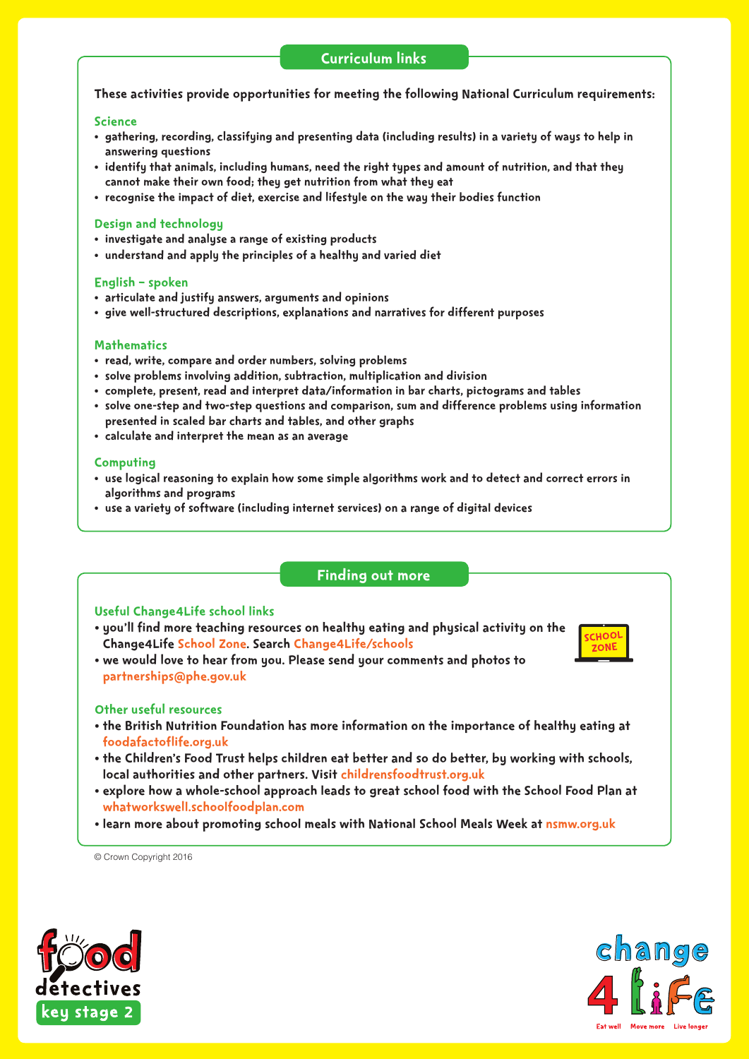## Curriculum links

**These activities provide opportunities for meeting the following National Curriculum requirements:**

### Science

- gathering, recording, classifying and presenting data (including results) in a variety of ways to help in answering questions
- identify that animals, including humans, need the right types and amount of nutrition, and that they cannot make their own food; they get nutrition from what they eat
- recognise the impact of diet, exercise and lifestyle on the way their bodies function

### Design and technology

- investigate and analyse a range of existing products
- understand and apply the principles of a healthy and varied diet

### English – spoken

- articulate and justify answers, arguments and opinions
- give well-structured descriptions, explanations and narratives for different purposes

### Mathematics

- read, write, compare and order numbers, solving problems
- solve problems involving addition, subtraction, multiplication and division
- complete, present, read and interpret data/information in bar charts, pictograms and tables
- solve one-step and two-step questions and comparison, sum and difference problems using information presented in scaled bar charts and tables, and other graphs
- calculate and interpret the mean as an average

### Computing

- use logical reasoning to explain how some simple algorithms work and to detect and correct errors in algorithms and programs
- use a variety of software (including internet services) on a range of digital devices

## Finding out more

### Useful Change4Life school links

- you'll find more teaching resources on healthy eating and physical activity on the Change4Life School Zone. Search Change4Life/schools
- we would love to hear from you. Please send your comments and photos to partnerships@phe.gov.uk

SCHOOL ZONE

### Other useful resources

- the British Nutrition Foundation has more information on the importance of healthy eating at foodafactoflife.org.uk
- the Children's Food Trust helps children eat better and so do better, by working with schools, local authorities and other partners. Visit childrensfoodtrust.org.uk
- explore how a whole-school approach leads to great school food with the School Food Plan at whatworkswell.schoolfoodplan.com
- learn more about promoting school meals with National School Meals Week at nsmw.org.uk

© Crown Copyright 2016

food detectives key stage 2

change 4 life — Eat well · Move more · Live longer